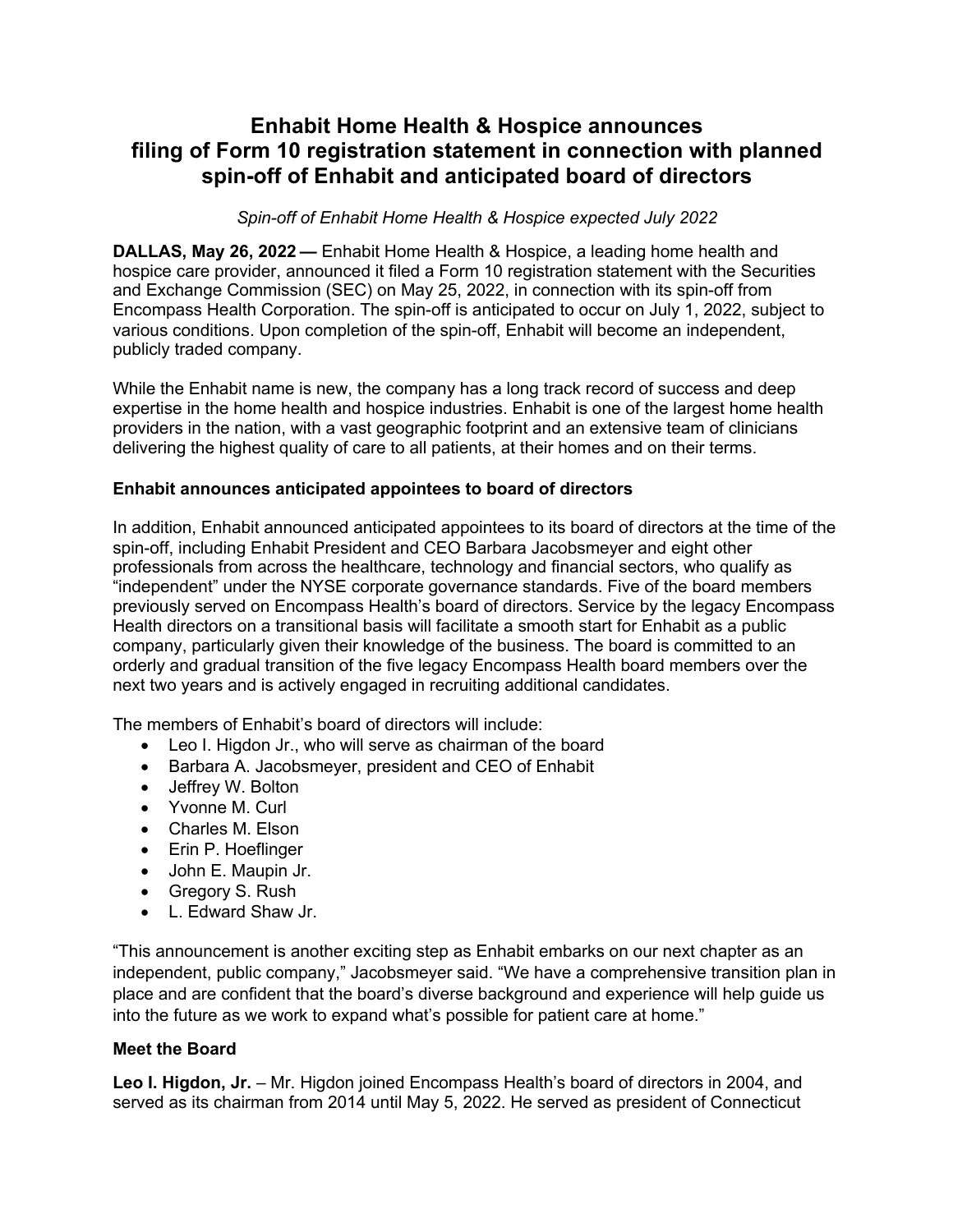# Enhabit Home Health & Hospice announces filing of Form 10 registration statement in connection with planned spin-off of Enhabit and anticipated board of directors

*Spin-off of Enhabit Home Health & Hospice expected July 2022*

**DALLAS, May 26, 2022 —** Enhabit Home Health & Hospice, a leading home health and hospice care provider, announced it filed a Form 10 registration statement with the Securities and Exchange Commission (SEC) on May 25, 2022, in connection with its spin-off from Encompass Health Corporation. The spin-off is anticipated to occur on July 1, 2022, subject to various conditions. Upon completion of the spin-off, Enhabit will become an independent, publicly traded company.

While the Enhabit name is new, the company has a long track record of success and deep expertise in the home health and hospice industries. Enhabit is one of the largest home health providers in the nation, with a vast geographic footprint and an extensive team of clinicians delivering the highest quality of care to all patients, at their homes and on their terms.

**Enhabit announces anticipated appointees to board of directors**

In addition, Enhabit announced anticipated appointees to its board of directors at the time of the spin-off, including Enhabit President and CEO Barbara Jacobsmeyer and eight other professionals from across the healthcare, technology and financial sectors, who qualify as "independent" under the NYSE corporate governance standards. Five of the board members previously served on Encompass Health's board of directors. Service by the legacy Encompass Health directors on a transitional basis will facilitate a smooth start for Enhabit as a public company, particularly given their knowledge of the business. The board is committed to an orderly and gradual transition of the five legacy Encompass Health board members over the next two years and is actively engaged in recruiting additional candidates.

The members of Enhabit's board of directors will include:

- Leo I. Higdon Jr., who will serve as chairman of the board
- Barbara A. Jacobsmeyer, president and CEO of Enhabit
- Jeffrey W. Bolton
- Yvonne M. Curl
- Charles M. Elson
- Erin P. Hoeflinger
- John E. Maupin Jr.
- Gregory S. Rush
- L. Edward Shaw Jr.

"This announcement is another exciting step as Enhabit embarks on our next chapter as an independent, public company," Jacobsmeyer said. "We have a comprehensive transition plan in place and are confident that the board's diverse background and experience will help guide us into the future as we work to expand what's possible for patient care at home."

**Meet the Board**

**Leo I. Higdon, Jr.** – Mr. Higdon joined Encompass Health's board of directors in 2004, and served as its chairman from 2014 until May 5, 2022. He served as president of Connecticut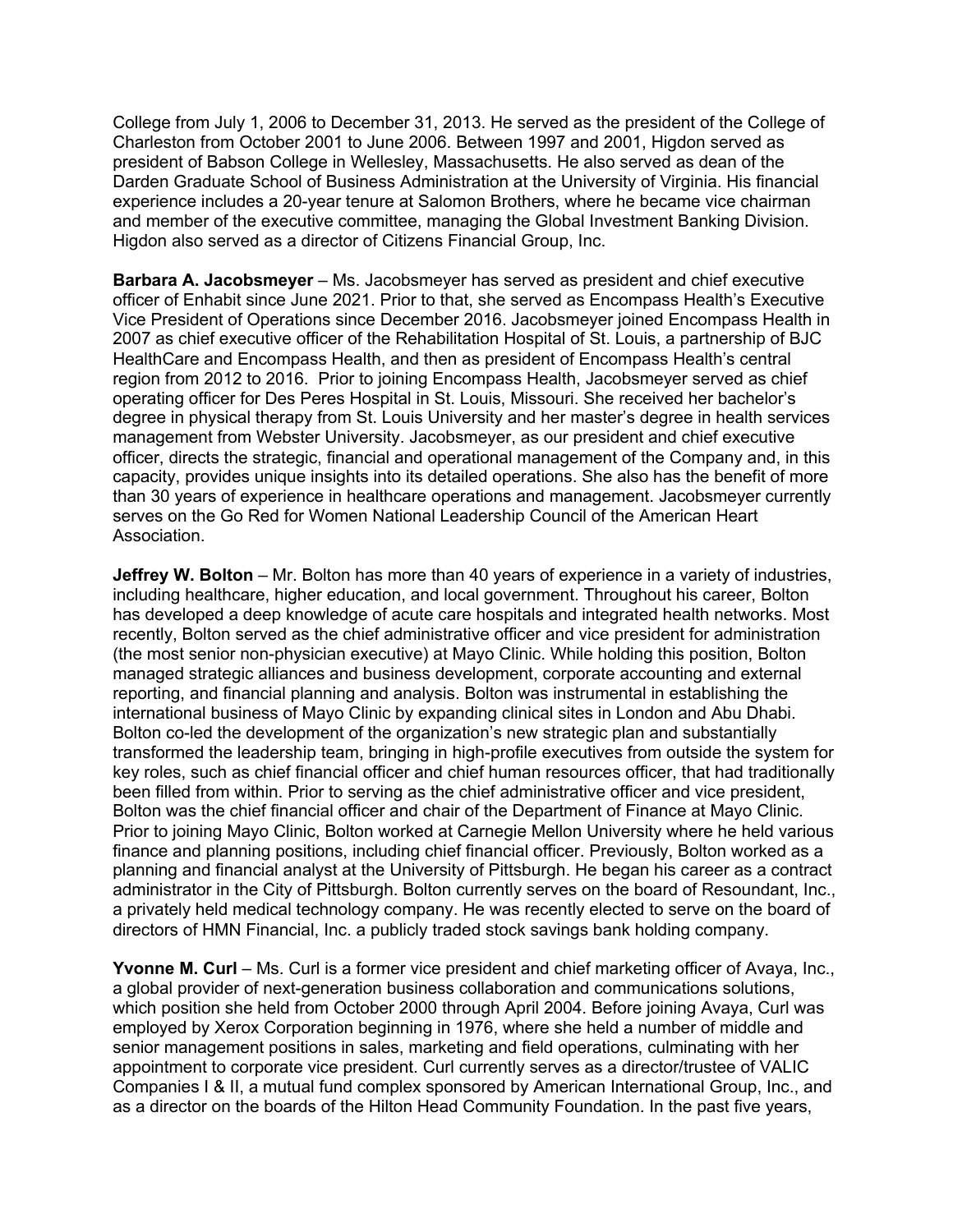College from July 1, 2006 to December 31, 2013. He served as the president of the College of Charleston from October 2001 to June 2006. Between 1997 and 2001, Higdon served as president of Babson College in Wellesley, Massachusetts. He also served as dean of the Darden Graduate School of Business Administration at the University of Virginia. His financial experience includes a 20-year tenure at Salomon Brothers, where he became vice chairman and member of the executive committee, managing the Global Investment Banking Division. Higdon also served as a director of Citizens Financial Group, Inc.

**Barbara A. Jacobsmeyer** – Ms. Jacobsmeyer has served as president and chief executive officer of Enhabit since June 2021. Prior to that, she served as Encompass Health's Executive Vice President of Operations since December 2016. Jacobsmeyer joined Encompass Health in 2007 as chief executive officer of the Rehabilitation Hospital of St. Louis, a partnership of BJC HealthCare and Encompass Health, and then as president of Encompass Health's central region from 2012 to 2016. Prior to joining Encompass Health, Jacobsmeyer served as chief operating officer for Des Peres Hospital in St. Louis, Missouri. She received her bachelor's degree in physical therapy from St. Louis University and her master's degree in health services management from Webster University. Jacobsmeyer, as our president and chief executive officer, directs the strategic, financial and operational management of the Company and, in this capacity, provides unique insights into its detailed operations. She also has the benefit of more than 30 years of experience in healthcare operations and management. Jacobsmeyer currently serves on the Go Red for Women National Leadership Council of the American Heart Association.

**Jeffrey W. Bolton** – Mr. Bolton has more than 40 years of experience in a variety of industries, including healthcare, higher education, and local government. Throughout his career, Bolton has developed a deep knowledge of acute care hospitals and integrated health networks. Most recently, Bolton served as the chief administrative officer and vice president for administration (the most senior non-physician executive) at Mayo Clinic. While holding this position, Bolton managed strategic alliances and business development, corporate accounting and external reporting, and financial planning and analysis. Bolton was instrumental in establishing the international business of Mayo Clinic by expanding clinical sites in London and Abu Dhabi. Bolton co-led the development of the organization's new strategic plan and substantially transformed the leadership team, bringing in high-profile executives from outside the system for key roles, such as chief financial officer and chief human resources officer, that had traditionally been filled from within. Prior to serving as the chief administrative officer and vice president, Bolton was the chief financial officer and chair of the Department of Finance at Mayo Clinic. Prior to joining Mayo Clinic, Bolton worked at Carnegie Mellon University where he held various finance and planning positions, including chief financial officer. Previously, Bolton worked as a planning and financial analyst at the University of Pittsburgh. He began his career as a contract administrator in the City of Pittsburgh. Bolton currently serves on the board of Resoundant, Inc., a privately held medical technology company. He was recently elected to serve on the board of directors of HMN Financial, Inc. a publicly traded stock savings bank holding company.

**Yvonne M. Curl** – Ms. Curl is a former vice president and chief marketing officer of Avaya, Inc., a global provider of next-generation business collaboration and communications solutions, which position she held from October 2000 through April 2004. Before joining Avaya, Curl was employed by Xerox Corporation beginning in 1976, where she held a number of middle and senior management positions in sales, marketing and field operations, culminating with her appointment to corporate vice president. Curl currently serves as a director/trustee of VALIC Companies I & II, a mutual fund complex sponsored by American International Group, Inc., and as a director on the boards of the Hilton Head Community Foundation. In the past five years,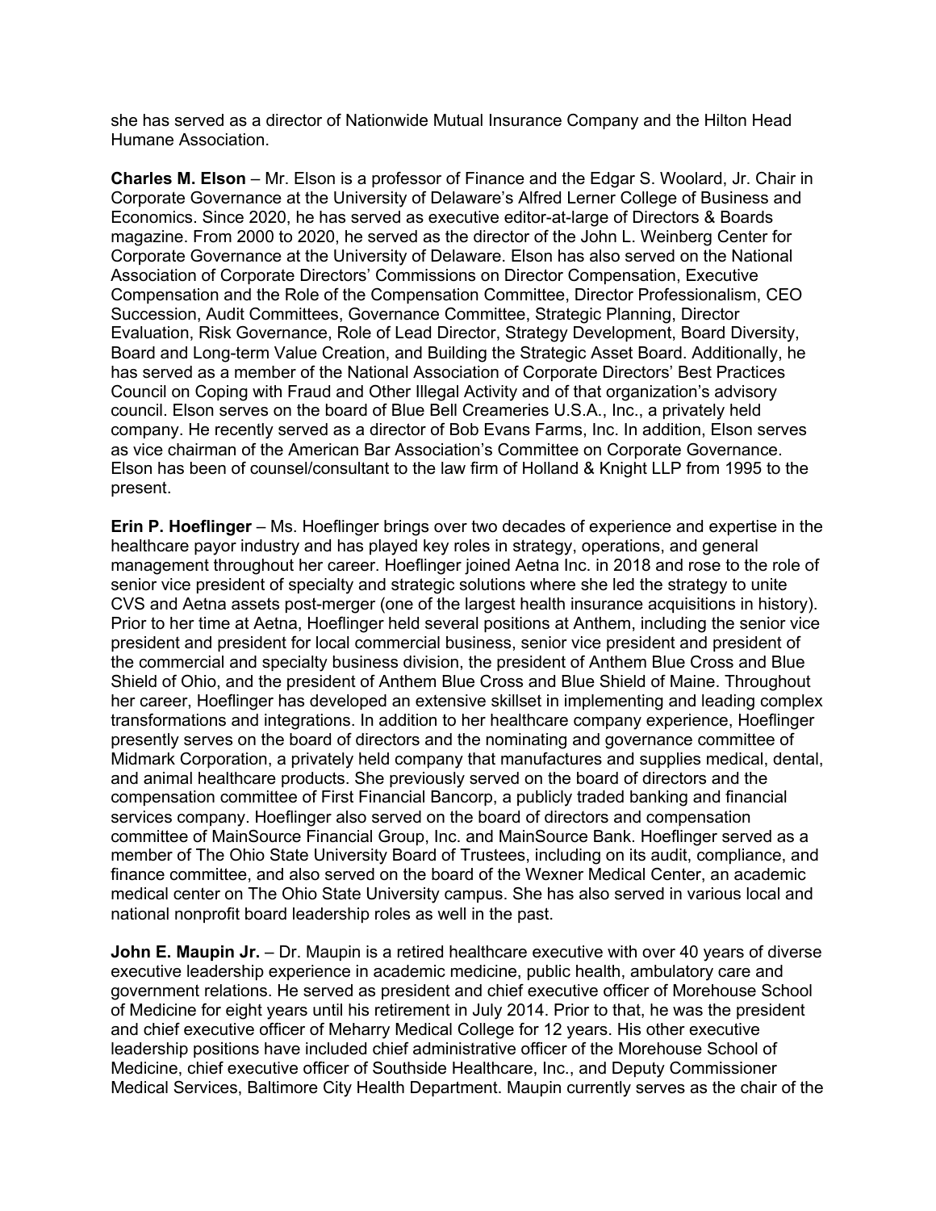she has served as a director of Nationwide Mutual Insurance Company and the Hilton Head Humane Association.

**Charles M. Elson** – Mr. Elson is a professor of Finance and the Edgar S. Woolard, Jr. Chair in Corporate Governance at the University of Delaware's Alfred Lerner College of Business and Economics. Since 2020, he has served as executive editor-at-large of Directors & Boards magazine. From 2000 to 2020, he served as the director of the John L. Weinberg Center for Corporate Governance at the University of Delaware. Elson has also served on the National Association of Corporate Directors' Commissions on Director Compensation, Executive Compensation and the Role of the Compensation Committee, Director Professionalism, CEO Succession, Audit Committees, Governance Committee, Strategic Planning, Director Evaluation, Risk Governance, Role of Lead Director, Strategy Development, Board Diversity, Board and Long-term Value Creation, and Building the Strategic Asset Board. Additionally, he has served as a member of the National Association of Corporate Directors' Best Practices Council on Coping with Fraud and Other Illegal Activity and of that organization's advisory council. Elson serves on the board of Blue Bell Creameries U.S.A., Inc., a privately held company. He recently served as a director of Bob Evans Farms, Inc. In addition, Elson serves as vice chairman of the American Bar Association's Committee on Corporate Governance. Elson has been of counsel/consultant to the law firm of Holland & Knight LLP from 1995 to the present.

**Erin P. Hoeflinger** – Ms. Hoeflinger brings over two decades of experience and expertise in the healthcare payor industry and has played key roles in strategy, operations, and general management throughout her career. Hoeflinger joined Aetna Inc. in 2018 and rose to the role of senior vice president of specialty and strategic solutions where she led the strategy to unite CVS and Aetna assets post-merger (one of the largest health insurance acquisitions in history). Prior to her time at Aetna, Hoeflinger held several positions at Anthem, including the senior vice president and president for local commercial business, senior vice president and president of the commercial and specialty business division, the president of Anthem Blue Cross and Blue Shield of Ohio, and the president of Anthem Blue Cross and Blue Shield of Maine. Throughout her career, Hoeflinger has developed an extensive skillset in implementing and leading complex transformations and integrations. In addition to her healthcare company experience, Hoeflinger presently serves on the board of directors and the nominating and governance committee of Midmark Corporation, a privately held company that manufactures and supplies medical, dental, and animal healthcare products. She previously served on the board of directors and the compensation committee of First Financial Bancorp, a publicly traded banking and financial services company. Hoeflinger also served on the board of directors and compensation committee of MainSource Financial Group, Inc. and MainSource Bank. Hoeflinger served as a member of The Ohio State University Board of Trustees, including on its audit, compliance, and finance committee, and also served on the board of the Wexner Medical Center, an academic medical center on The Ohio State University campus. She has also served in various local and national nonprofit board leadership roles as well in the past.

**John E. Maupin Jr.** – Dr. Maupin is a retired healthcare executive with over 40 years of diverse executive leadership experience in academic medicine, public health, ambulatory care and government relations. He served as president and chief executive officer of Morehouse School of Medicine for eight years until his retirement in July 2014. Prior to that, he was the president and chief executive officer of Meharry Medical College for 12 years. His other executive leadership positions have included chief administrative officer of the Morehouse School of Medicine, chief executive officer of Southside Healthcare, Inc., and Deputy Commissioner Medical Services, Baltimore City Health Department. Maupin currently serves as the chair of the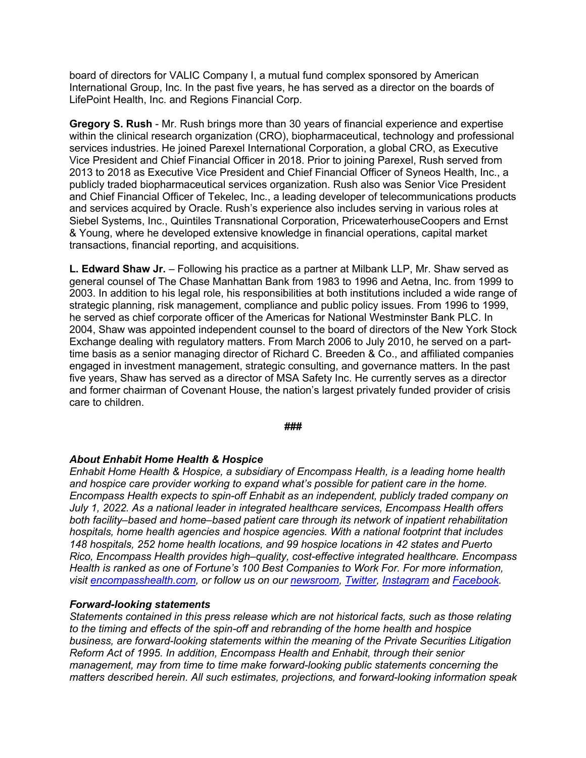board of directors for VALIC Company I, a mutual fund complex sponsored by American International Group, Inc. In the past five years, he has served as a director on the boards of LifePoint Health, Inc. and Regions Financial Corp.

**Gregory S. Rush** - Mr. Rush brings more than 30 years of financial experience and expertise within the clinical research organization (CRO), biopharmaceutical, technology and professional services industries. He joined Parexel International Corporation, a global CRO, as Executive Vice President and Chief Financial Officer in 2018. Prior to joining Parexel, Rush served from 2013 to 2018 as Executive Vice President and Chief Financial Officer of Syneos Health, Inc., a publicly traded biopharmaceutical services organization. Rush also was Senior Vice President and Chief Financial Officer of Tekelec, Inc., a leading developer of telecommunications products and services acquired by Oracle. Rush's experience also includes serving in various roles at Siebel Systems, Inc., Quintiles Transnational Corporation, PricewaterhouseCoopers and Ernst & Young, where he developed extensive knowledge in financial operations, capital market transactions, financial reporting, and acquisitions.

**L. Edward Shaw Jr.** – Following his practice as a partner at Milbank LLP, Mr. Shaw served as general counsel of The Chase Manhattan Bank from 1983 to 1996 and Aetna, Inc. from 1999 to 2003. In addition to his legal role, his responsibilities at both institutions included a wide range of strategic planning, risk management, compliance and public policy issues. From 1996 to 1999, he served as chief corporate officer of the Americas for National Westminster Bank PLC. In 2004, Shaw was appointed independent counsel to the board of directors of the New York Stock Exchange dealing with regulatory matters. From March 2006 to July 2010, he served on a part-time basis as a senior managing director of Richard C. Breeden & Co., and affiliated companies engaged in investment management, strategic consulting, and governance matters. In the past five years, Shaw has served as a director of MSA Safety Inc. He currently serves as a director and former chairman of Covenant House, the nation's largest privately funded provider of crisis care to children.

**###**

***About Enhabit Home Health & Hospice***

*Enhabit Home Health & Hospice, a subsidiary of Encompass Health, is a leading home health and hospice care provider working to expand what's possible for patient care in the home. Encompass Health expects to spin-off Enhabit as an independent, publicly traded company on July 1, 2022. As a national leader in integrated healthcare services, Encompass Health offers both facility–based and home–based patient care through its network of inpatient rehabilitation hospitals, home health agencies and hospice agencies. With a national footprint that includes 148 hospitals, 252 home health locations, and 99 hospice locations in 42 states and Puerto Rico, Encompass Health provides high–quality, cost-effective integrated healthcare. Encompass Health is ranked as one of Fortune's 100 Best Companies to Work For. For more information, visit [encompasshealth.com](encompasshealth.com), or follow us on our [newsroom](newsroom), [Twitter](Twitter), [Instagram](Instagram) and [Facebook](Facebook).*

***Forward-looking statements***

*Statements contained in this press release which are not historical facts, such as those relating to the timing and effects of the spin-off and rebranding of the home health and hospice business, are forward-looking statements within the meaning of the Private Securities Litigation Reform Act of 1995. In addition, Encompass Health and Enhabit, through their senior management, may from time to time make forward-looking public statements concerning the matters described herein. All such estimates, projections, and forward-looking information speak*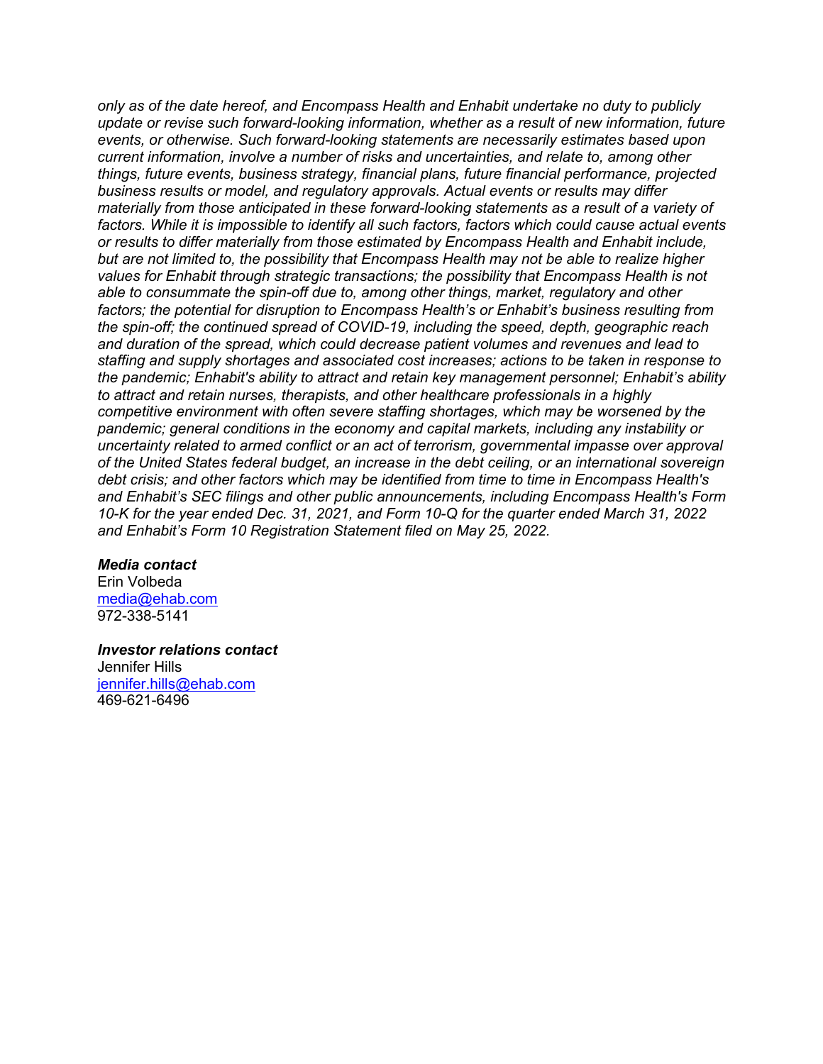*only as of the date hereof, and Encompass Health and Enhabit undertake no duty to publicly update or revise such forward-looking information, whether as a result of new information, future events, or otherwise. Such forward-looking statements are necessarily estimates based upon current information, involve a number of risks and uncertainties, and relate to, among other things, future events, business strategy, financial plans, future financial performance, projected business results or model, and regulatory approvals. Actual events or results may differ materially from those anticipated in these forward-looking statements as a result of a variety of factors. While it is impossible to identify all such factors, factors which could cause actual events or results to differ materially from those estimated by Encompass Health and Enhabit include, but are not limited to, the possibility that Encompass Health may not be able to realize higher values for Enhabit through strategic transactions; the possibility that Encompass Health is not able to consummate the spin-off due to, among other things, market, regulatory and other factors; the potential for disruption to Encompass Health's or Enhabit's business resulting from the spin-off; the continued spread of COVID-19, including the speed, depth, geographic reach and duration of the spread, which could decrease patient volumes and revenues and lead to staffing and supply shortages and associated cost increases; actions to be taken in response to the pandemic; Enhabit's ability to attract and retain key management personnel; Enhabit's ability to attract and retain nurses, therapists, and other healthcare professionals in a highly competitive environment with often severe staffing shortages, which may be worsened by the pandemic; general conditions in the economy and capital markets, including any instability or uncertainty related to armed conflict or an act of terrorism, governmental impasse over approval of the United States federal budget, an increase in the debt ceiling, or an international sovereign debt crisis; and other factors which may be identified from time to time in Encompass Health's and Enhabit's SEC filings and other public announcements, including Encompass Health's Form 10-K for the year ended Dec. 31, 2021, and Form 10-Q for the quarter ended March 31, 2022 and Enhabit's Form 10 Registration Statement filed on May 25, 2022.*

***Media contact***
Erin Volbeda
media@ehab.com
972-338-5141

***Investor relations contact***
Jennifer Hills
jennifer.hills@ehab.com
469-621-6496